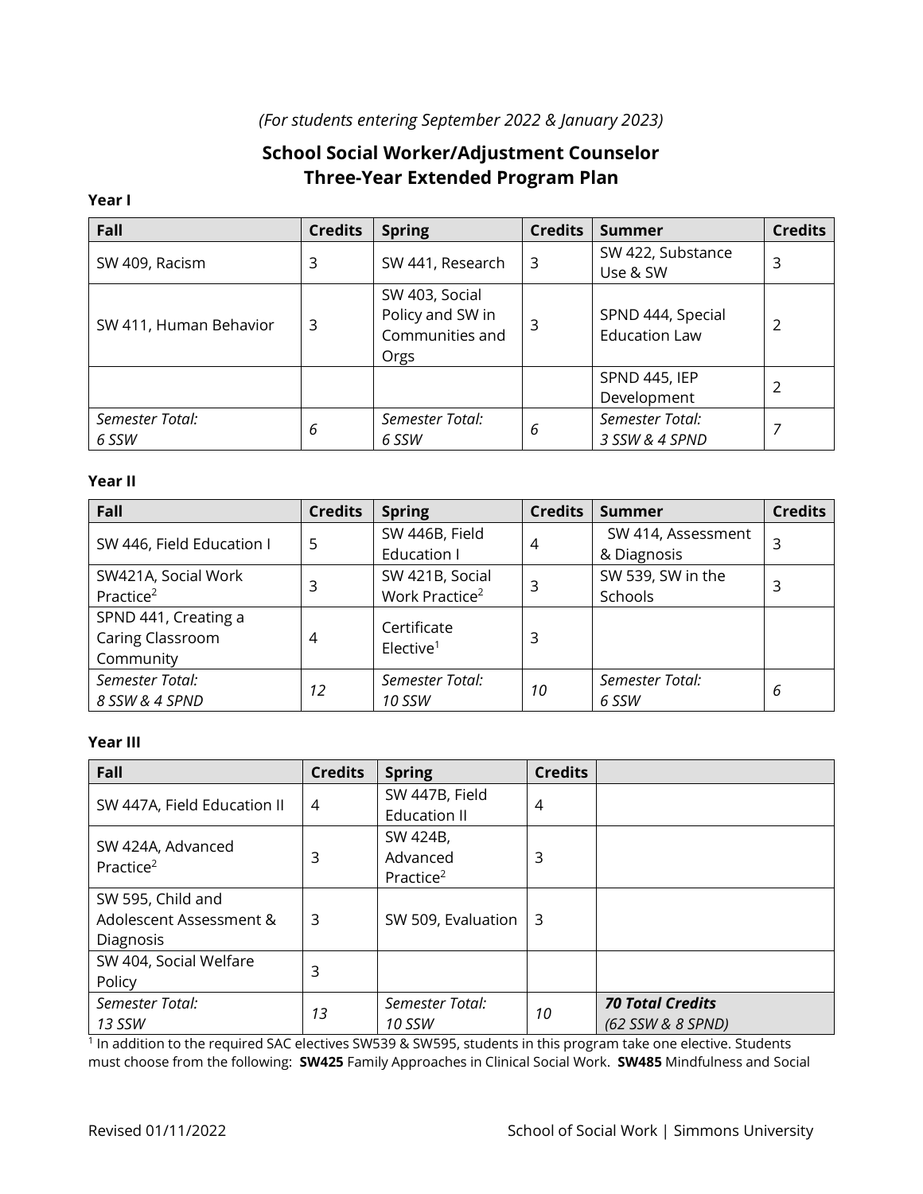*(For students entering September 2022 & January 2023)*

## School Social Worker/Adjustment Counselor Three-Year Extended Program Plan

**Year I**

| Fall | Credits | Spring | Credits | Summer | Credits |
|---|---|---|---|---|---|
| SW 409, Racism | 3 | SW 441, Research | 3 | SW 422, Substance Use & SW | 3 |
| SW 411, Human Behavior | 3 | SW 403, Social Policy and SW in Communities and Orgs | 3 | SPND 444, Special Education Law | 2 |
| | | | | SPND 445, IEP Development | 2 |
| *Semester Total: 6 SSW* | *6* | *Semester Total: 6 SSW* | *6* | *Semester Total: 3 SSW & 4 SPND* | *7* |

**Year II**

| Fall | Credits | Spring | Credits | Summer | Credits |
|---|---|---|---|---|---|
| SW 446, Field Education I | 5 | SW 446B, Field Education I | 4 | SW 414, Assessment & Diagnosis | 3 |
| SW421A, Social Work Practice[2] | 3 | SW 421B, Social Work Practice[2] | 3 | SW 539, SW in the Schools | 3 |
| SPND 441, Creating a Caring Classroom Community | 4 | Certificate Elective[1] | 3 | | |
| *Semester Total: 8 SSW & 4 SPND* | *12* | *Semester Total: 10 SSW* | *10* | *Semester Total: 6 SSW* | *6* |

**Year III**

| Fall | Credits | Spring | Credits | |
|---|---|---|---|---|
| SW 447A, Field Education II | 4 | SW 447B, Field Education II | 4 | |
| SW 424A, Advanced Practice[2] | 3 | SW 424B, Advanced Practice[2] | 3 | |
| SW 595, Child and Adolescent Assessment & Diagnosis | 3 | SW 509, Evaluation | 3 | |
| SW 404, Social Welfare Policy | 3 | | | |
| *Semester Total: 13 SSW* | *13* | *Semester Total: 10 SSW* | *10* | ***70 Total Credits*** *(62 SSW & 8 SPND)* |

[1] In addition to the required SAC electives SW539 & SW595, students in this program take one elective. Students must choose from the following: **SW425** Family Approaches in Clinical Social Work. **SW485** Mindfulness and Social

Revised 01/11/2022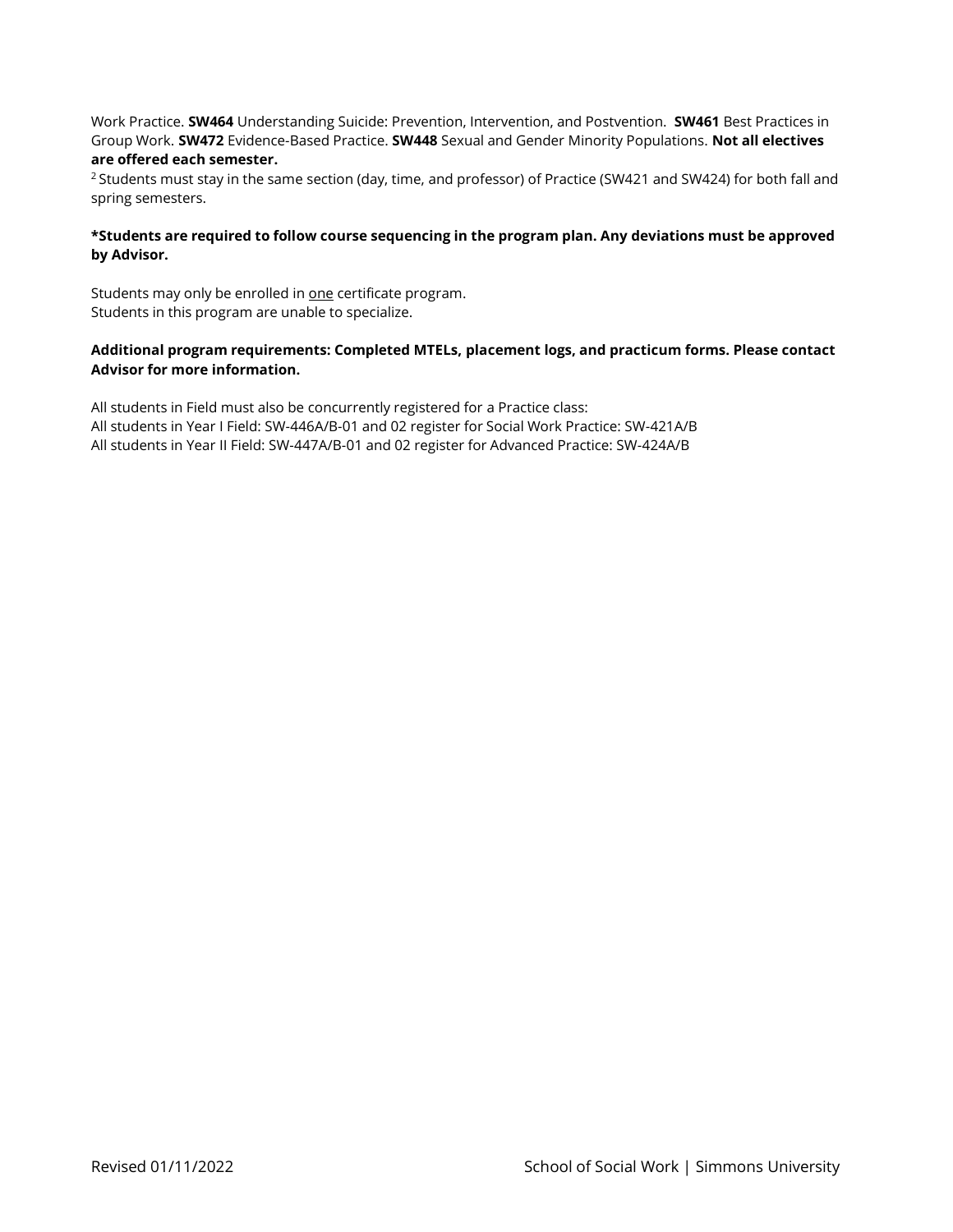Work Practice. **SW464** Understanding Suicide: Prevention, Intervention, and Postvention. **SW461** Best Practices in Group Work. **SW472** Evidence-Based Practice. **SW448** Sexual and Gender Minority Populations. **Not all electives are offered each semester.**

[2] Students must stay in the same section (day, time, and professor) of Practice (SW421 and SW424) for both fall and spring semesters.

**\*Students are required to follow course sequencing in the program plan. Any deviations must be approved by Advisor.**

Students may only be enrolled in <u>one</u> certificate program.
Students in this program are unable to specialize.

**Additional program requirements: Completed MTELs, placement logs, and practicum forms. Please contact Advisor for more information.**

All students in Field must also be concurrently registered for a Practice class:
All students in Year I Field: SW-446A/B-01 and 02 register for Social Work Practice: SW-421A/B
All students in Year II Field: SW-447A/B-01 and 02 register for Advanced Practice: SW-424A/B

Revised 01/11/2022